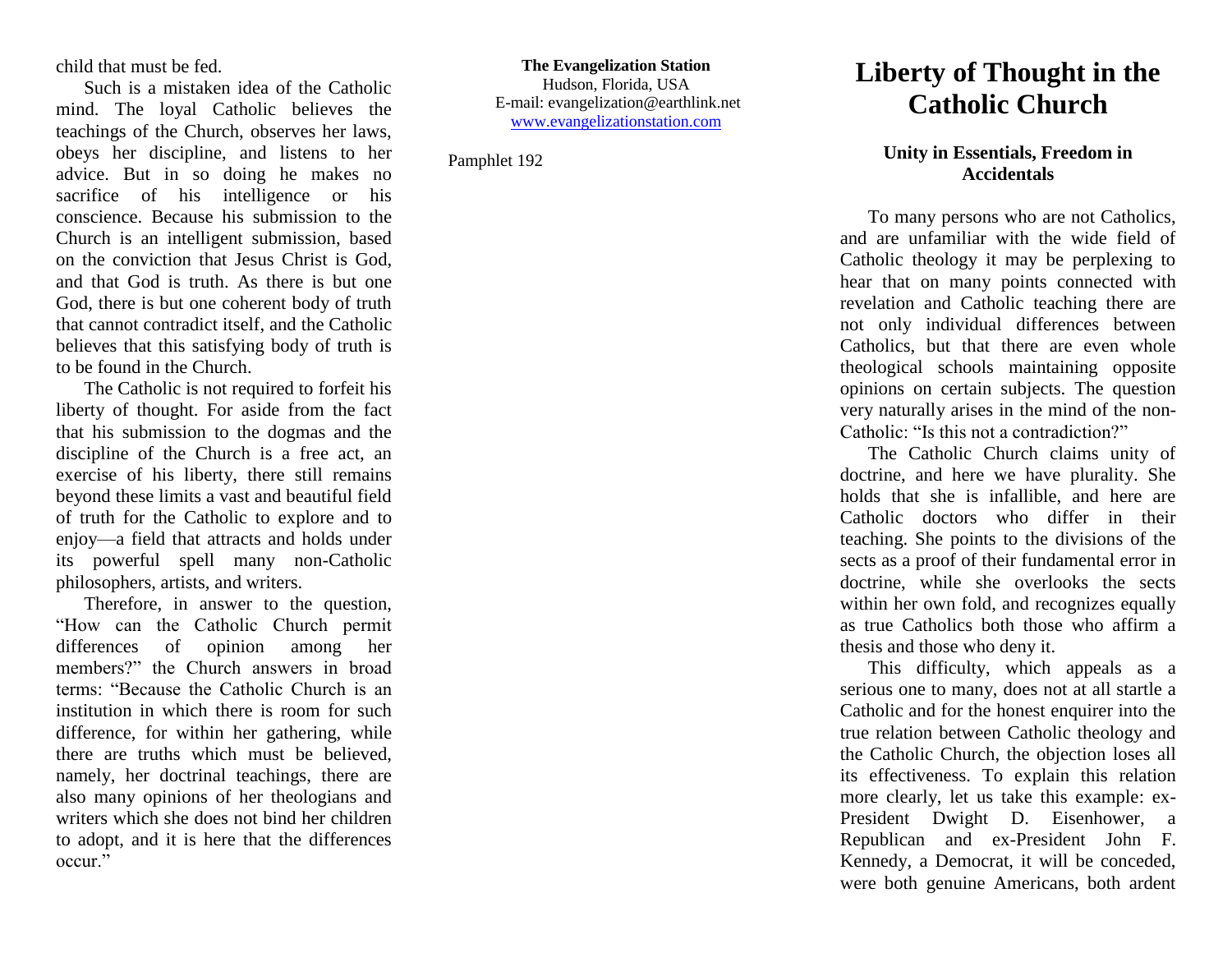# Liberty of Thought in the Catholic Church

## Unity in Essentials, Freedom in Accidentals

To many persons who are not Catholics, and are unfamiliar with the wide field of Catholic theology it may be perplexing to hear that on many points connected with revelation and Catholic teaching there are not only individual differences between Catholics, but that there are even whole theological schools maintaining opposite opinions on certain subjects. The question very naturally arises in the mind of the non-Catholic: "Is this not a contradiction?"

The Catholic Church claims unity of doctrine, and here we have plurality. She holds that she is infallible, and here are Catholic doctors who differ in their teaching. She points to the divisions of the sects as a proof of their fundamental error in doctrine, while she overlooks the sects within her own fold, and recognizes equally as true Catholics both those who affirm a thesis and those who deny it.

This difficulty, which appeals as a serious one to many, does not at all startle a Catholic and for the honest enquirer into the true relation between Catholic theology and the Catholic Church, the objection loses all its effectiveness. To explain this relation more clearly, let us take this example: ex-President Dwight D. Eisenhower, a Republican and ex-President John F. Kennedy, a Democrat, it will be conceded, were both genuine Americans, both ardent

child that must be fed.

Such is a mistaken idea of the Catholic mind. The loyal Catholic believes the teachings of the Church, observes her laws, obeys her discipline, and listens to her advice. But in so doing he makes no sacrifice of his intelligence or his conscience. Because his submission to the Church is an intelligent submission, based on the conviction that Jesus Christ is God, and that God is truth. As there is but one God, there is but one coherent body of truth that cannot contradict itself, and the Catholic believes that this satisfying body of truth is to be found in the Church.

The Catholic is not required to forfeit his liberty of thought. For aside from the fact that his submission to the dogmas and the discipline of the Church is a free act, an exercise of his liberty, there still remains beyond these limits a vast and beautiful field of truth for the Catholic to explore and to enjoy—a field that attracts and holds under its powerful spell many non-Catholic philosophers, artists, and writers.

Therefore, in answer to the question, "How can the Catholic Church permit differences of opinion among her members?" the Church answers in broad terms: "Because the Catholic Church is an institution in which there is room for such difference, for within her gathering, while there are truths which must be believed, namely, her doctrinal teachings, there are also many opinions of her theologians and writers which she does not bind her children to adopt, and it is here that the differences occur."

**The Evangelization Station**
Hudson, Florida, USA
E-mail: evangelization@earthlink.net
www.evangelizationstation.com

Pamphlet 192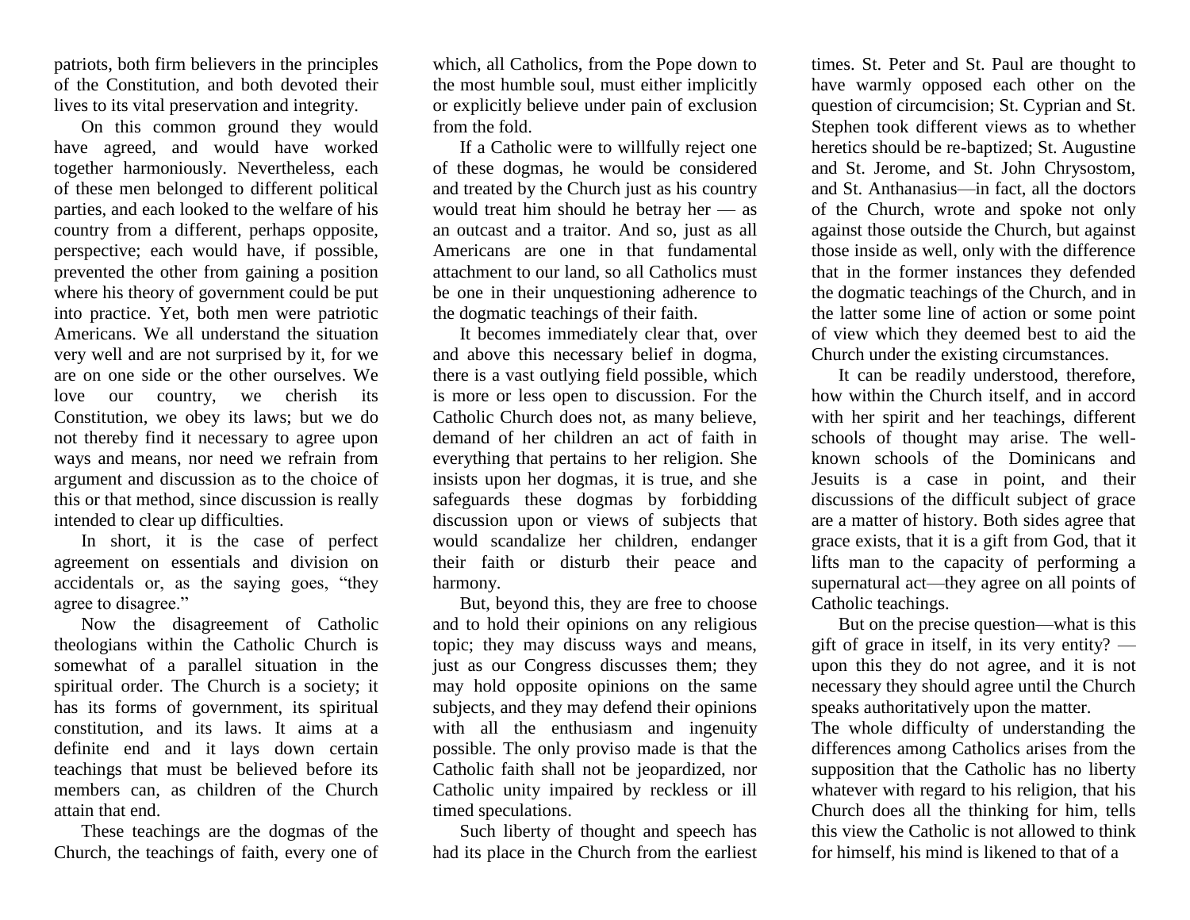patriots, both firm believers in the principles of the Constitution, and both devoted their lives to its vital preservation and integrity.

On this common ground they would have agreed, and would have worked together harmoniously. Nevertheless, each of these men belonged to different political parties, and each looked to the welfare of his country from a different, perhaps opposite, perspective; each would have, if possible, prevented the other from gaining a position where his theory of government could be put into practice. Yet, both men were patriotic Americans. We all understand the situation very well and are not surprised by it, for we are on one side or the other ourselves. We love our country, we cherish its Constitution, we obey its laws; but we do not thereby find it necessary to agree upon ways and means, nor need we refrain from argument and discussion as to the choice of this or that method, since discussion is really intended to clear up difficulties.

In short, it is the case of perfect agreement on essentials and division on accidentals or, as the saying goes, "they agree to disagree."

Now the disagreement of Catholic theologians within the Catholic Church is somewhat of a parallel situation in the spiritual order. The Church is a society; it has its forms of government, its spiritual constitution, and its laws. It aims at a definite end and it lays down certain teachings that must be believed before its members can, as children of the Church attain that end.

These teachings are the dogmas of the Church, the teachings of faith, every one of which, all Catholics, from the Pope down to the most humble soul, must either implicitly or explicitly believe under pain of exclusion from the fold.

If a Catholic were to willfully reject one of these dogmas, he would be considered and treated by the Church just as his country would treat him should he betray her — as an outcast and a traitor. And so, just as all Americans are one in that fundamental attachment to our land, so all Catholics must be one in their unquestioning adherence to the dogmatic teachings of their faith.

It becomes immediately clear that, over and above this necessary belief in dogma, there is a vast outlying field possible, which is more or less open to discussion. For the Catholic Church does not, as many believe, demand of her children an act of faith in everything that pertains to her religion. She insists upon her dogmas, it is true, and she safeguards these dogmas by forbidding discussion upon or views of subjects that would scandalize her children, endanger their faith or disturb their peace and harmony.

But, beyond this, they are free to choose and to hold their opinions on any religious topic; they may discuss ways and means, just as our Congress discusses them; they may hold opposite opinions on the same subjects, and they may defend their opinions with all the enthusiasm and ingenuity possible. The only proviso made is that the Catholic faith shall not be jeopardized, nor Catholic unity impaired by reckless or ill timed speculations.

Such liberty of thought and speech has had its place in the Church from the earliest times. St. Peter and St. Paul are thought to have warmly opposed each other on the question of circumcision; St. Cyprian and St. Stephen took different views as to whether heretics should be re-baptized; St. Augustine and St. Jerome, and St. John Chrysostom, and St. Anthanasius—in fact, all the doctors of the Church, wrote and spoke not only against those outside the Church, but against those inside as well, only with the difference that in the former instances they defended the dogmatic teachings of the Church, and in the latter some line of action or some point of view which they deemed best to aid the Church under the existing circumstances.

It can be readily understood, therefore, how within the Church itself, and in accord with her spirit and her teachings, different schools of thought may arise. The well-known schools of the Dominicans and Jesuits is a case in point, and their discussions of the difficult subject of grace are a matter of history. Both sides agree that grace exists, that it is a gift from God, that it lifts man to the capacity of performing a supernatural act—they agree on all points of Catholic teachings.

But on the precise question—what is this gift of grace in itself, in its very entity? — upon this they do not agree, and it is not necessary they should agree until the Church speaks authoritatively upon the matter.

The whole difficulty of understanding the differences among Catholics arises from the supposition that the Catholic has no liberty whatever with regard to his religion, that his Church does all the thinking for him, tells this view the Catholic is not allowed to think for himself, his mind is likened to that of a